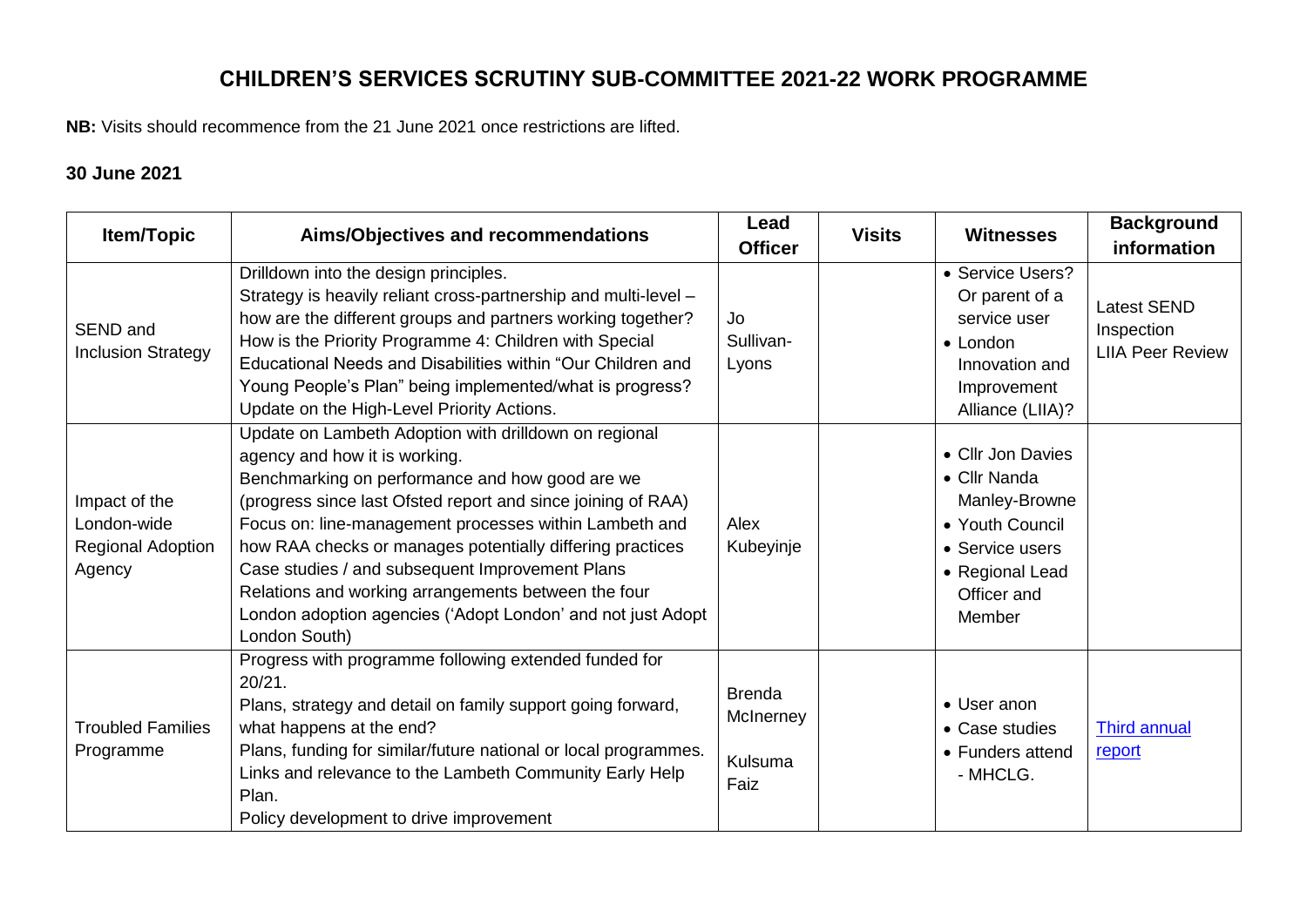# CHILDREN'S SERVICES SCRUTINY SUB-COMMITTEE 2021-22 WORK PROGRAMME

**NB:** Visits should recommence from the 21 June 2021 once restrictions are lifted.

## 30 June 2021

| Item/Topic | Aims/Objectives and recommendations | Lead Officer | Visits | Witnesses | Background information |
|---|---|---|---|---|---|
| SEND and Inclusion Strategy | Drilldown into the design principles.<br>Strategy is heavily reliant cross-partnership and multi-level – how are the different groups and partners working together?<br>How is the Priority Programme 4: Children with Special Educational Needs and Disabilities within "Our Children and Young People's Plan" being implemented/what is progress?<br>Update on the High-Level Priority Actions. | Jo Sullivan-Lyons | | • Service Users? Or parent of a service user<br>• London Innovation and Improvement Alliance (LIIA)? | Latest SEND Inspection<br>LIIA Peer Review |
| Impact of the London-wide Regional Adoption Agency | Update on Lambeth Adoption with drilldown on regional agency and how it is working.<br>Benchmarking on performance and how good are we (progress since last Ofsted report and since joining of RAA)<br>Focus on: line-management processes within Lambeth and how RAA checks or manages potentially differing practices<br>Case studies / and subsequent Improvement Plans<br>Relations and working arrangements between the four London adoption agencies ('Adopt London' and not just Adopt London South) | Alex Kubeyinje | | • Cllr Jon Davies<br>• Cllr Nanda Manley-Browne<br>• Youth Council<br>• Service users<br>• Regional Lead Officer and Member | |
| Troubled Families Programme | Progress with programme following extended funded for 20/21.<br>Plans, strategy and detail on family support going forward, what happens at the end?<br>Plans, funding for similar/future national or local programmes.<br>Links and relevance to the Lambeth Community Early Help Plan.<br>Policy development to drive improvement | Brenda McInerney<br>Kulsuma Faiz | | • User anon<br>• Case studies<br>• Funders attend - MHCLG. | Third annual report |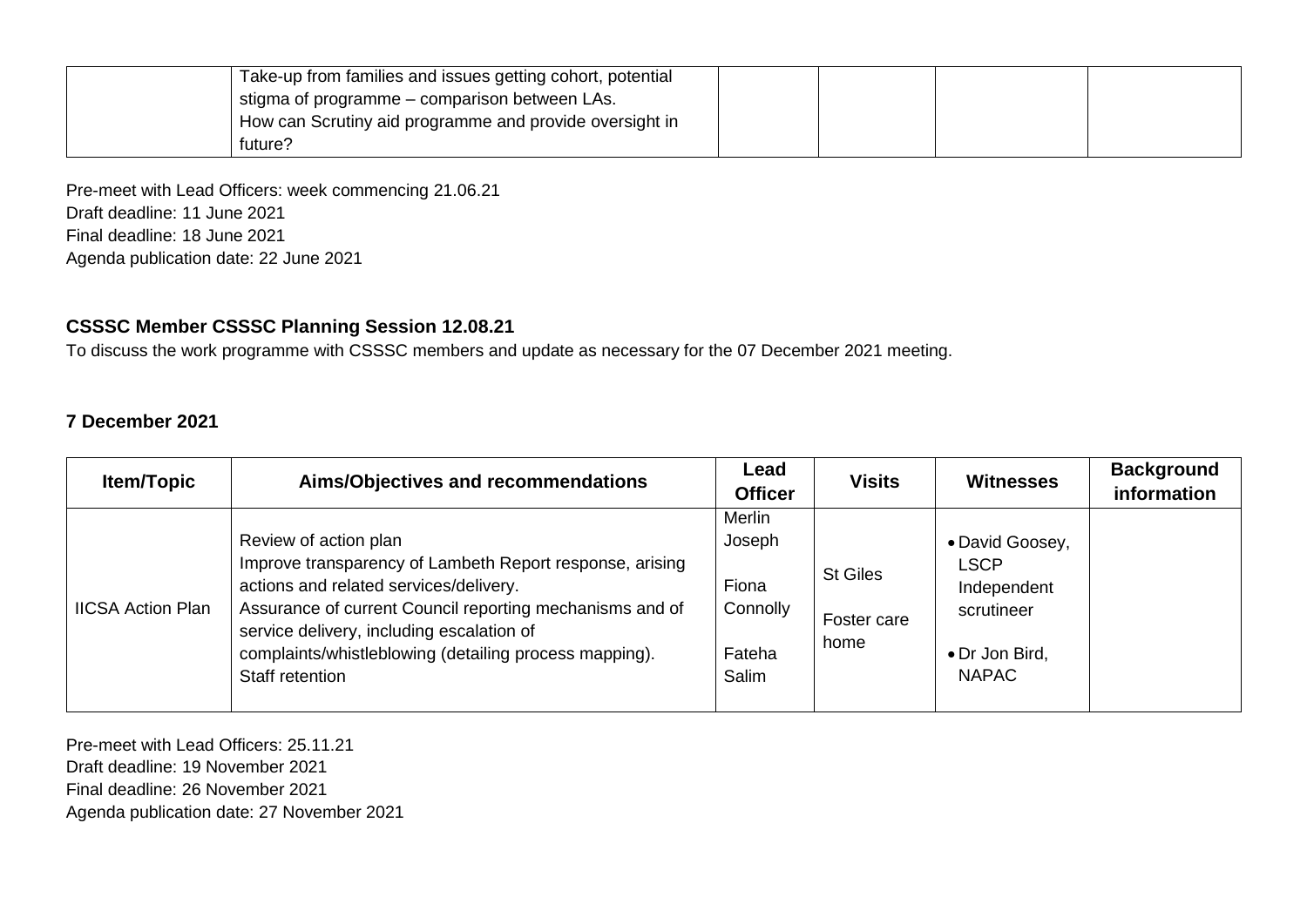| | | | | | |
|---|---|---|---|---|---|
| | Take-up from families and issues getting cohort, potential stigma of programme – comparison between LAs.<br>How can Scrutiny aid programme and provide oversight in future? | | | | |

Pre-meet with Lead Officers: week commencing 21.06.21
Draft deadline: 11 June 2021
Final deadline: 18 June 2021
Agenda publication date: 22 June 2021

### CSSSC Member CSSSC Planning Session 12.08.21

To discuss the work programme with CSSSC members and update as necessary for the 07 December 2021 meeting.

### 7 December 2021

| Item/Topic | Aims/Objectives and recommendations | Lead Officer | Visits | Witnesses | Background information |
|---|---|---|---|---|---|
| IICSA Action Plan | Review of action plan<br>Improve transparency of Lambeth Report response, arising actions and related services/delivery.<br>Assurance of current Council reporting mechanisms and of service delivery, including escalation of complaints/whistleblowing (detailing process mapping).<br>Staff retention | Merlin Joseph<br><br>Fiona Connolly<br><br>Fateha Salim | St Giles<br><br>Foster care home | • David Goosey, LSCP Independent scrutineer<br><br>• Dr Jon Bird, NAPAC | |

Pre-meet with Lead Officers: 25.11.21
Draft deadline: 19 November 2021
Final deadline: 26 November 2021
Agenda publication date: 27 November 2021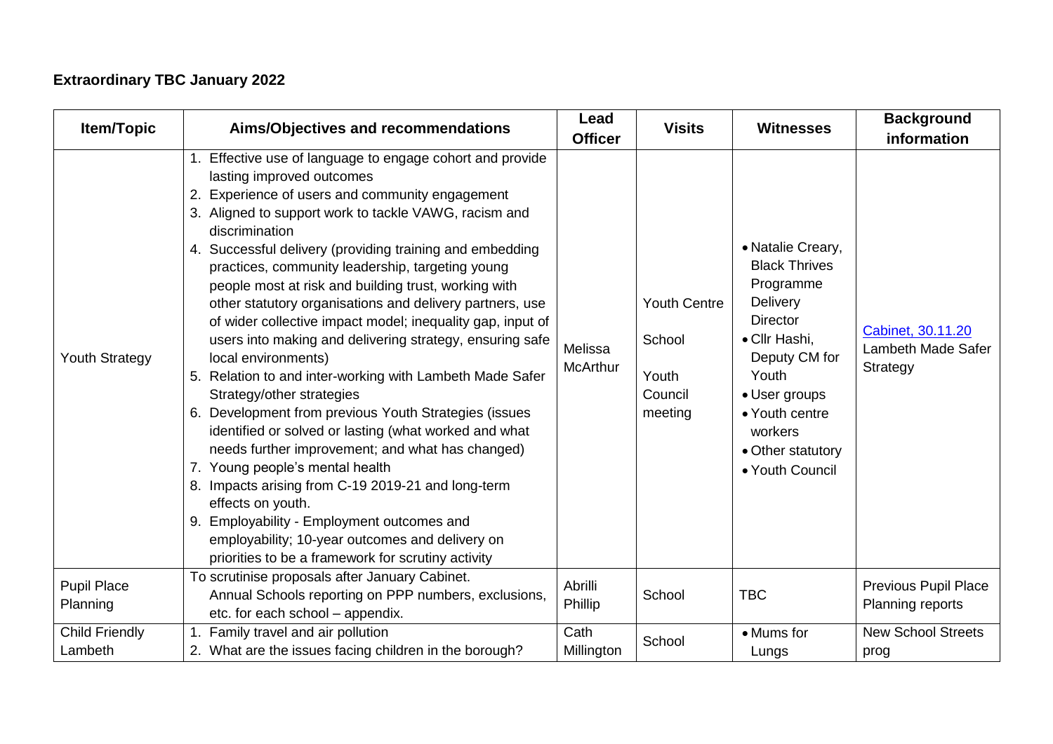**Extraordinary TBC January 2022**

| Item/Topic | Aims/Objectives and recommendations | Lead Officer | Visits | Witnesses | Background information |
|---|---|---|---|---|---|
| Youth Strategy | 1. Effective use of language to engage cohort and provide lasting improved outcomes<br>2. Experience of users and community engagement<br>3. Aligned to support work to tackle VAWG, racism and discrimination<br>4. Successful delivery (providing training and embedding practices, community leadership, targeting young people most at risk and building trust, working with other statutory organisations and delivery partners, use of wider collective impact model; inequality gap, input of users into making and delivering strategy, ensuring safe local environments)<br>5. Relation to and inter-working with Lambeth Made Safer Strategy/other strategies<br>6. Development from previous Youth Strategies (issues identified or solved or lasting (what worked and what needs further improvement; and what has changed)<br>7. Young people's mental health<br>8. Impacts arising from C-19 2019-21 and long-term effects on youth.<br>9. Employability - Employment outcomes and employability; 10-year outcomes and delivery on priorities to be a framework for scrutiny activity | Melissa McArthur | Youth Centre<br>School<br>Youth Council meeting | • Natalie Creary, Black Thrives Programme Delivery Director<br>• Cllr Hashi, Deputy CM for Youth<br>• User groups<br>• Youth centre workers<br>• Other statutory<br>• Youth Council | Cabinet, 30.11.20 Lambeth Made Safer Strategy |
| Pupil Place Planning | To scrutinise proposals after January Cabinet.<br>Annual Schools reporting on PPP numbers, exclusions, etc. for each school – appendix. | Abrilli Phillip | School | TBC | Previous Pupil Place Planning reports |
| Child Friendly Lambeth | 1. Family travel and air pollution<br>2. What are the issues facing children in the borough? | Cath Millington | School | • Mums for Lungs | New School Streets prog |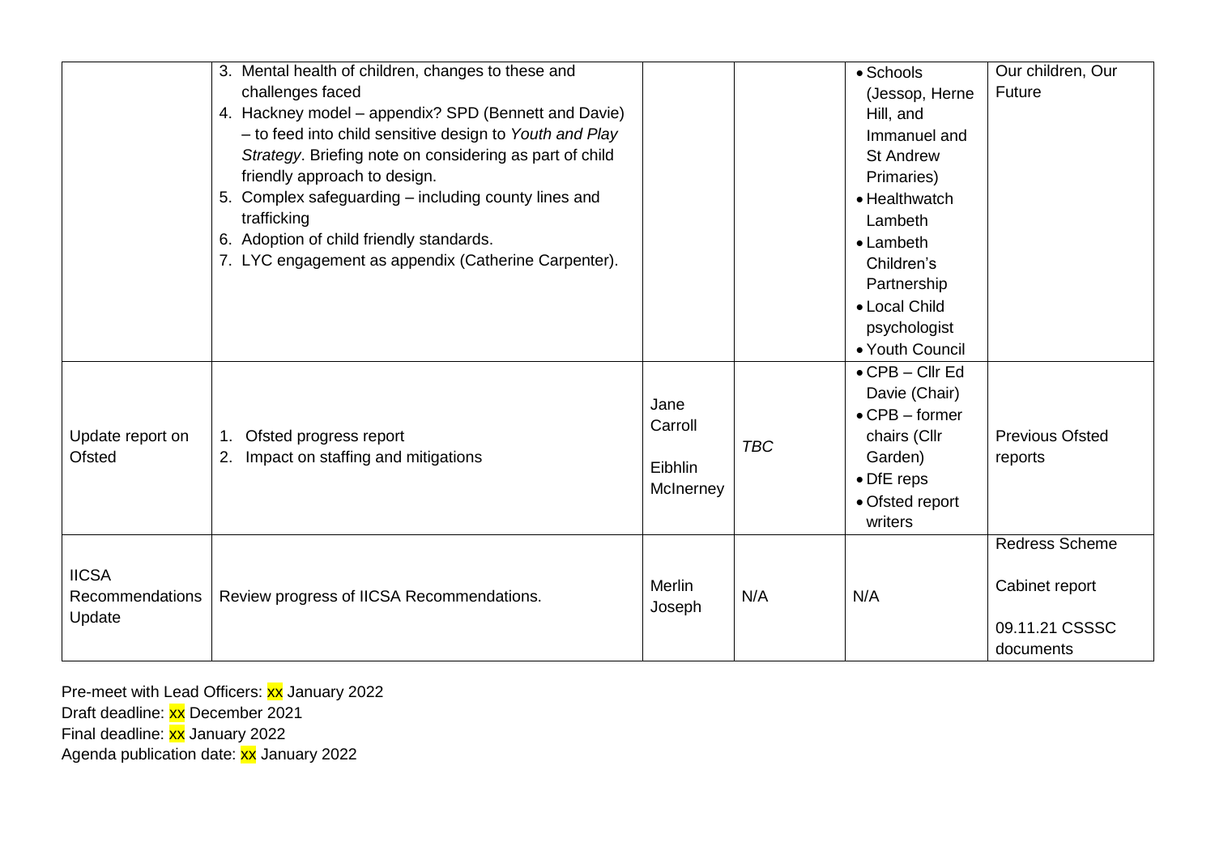| | | | | | |
|---|---|---|---|---|---|
| | 3. Mental health of children, changes to these and challenges faced<br>4. Hackney model – appendix? SPD (Bennett and Davie) – to feed into child sensitive design to *Youth and Play Strategy*. Briefing note on considering as part of child friendly approach to design.<br>5. Complex safeguarding – including county lines and trafficking<br>6. Adoption of child friendly standards.<br>7. LYC engagement as appendix (Catherine Carpenter). | | | • Schools (Jessop, Herne Hill, and Immanuel and St Andrew Primaries)<br>• Healthwatch Lambeth<br>• Lambeth Children's Partnership<br>• Local Child psychologist<br>• Youth Council | Our children, Our Future |
| Update report on Ofsted | 1. Ofsted progress report<br>2. Impact on staffing and mitigations | Jane Carroll<br><br>Eibhlin McInerney | *TBC* | • CPB – Cllr Ed Davie (Chair)<br>• CPB – former chairs (Cllr Garden)<br>• DfE reps<br>• Ofsted report writers | Previous Ofsted reports |
| IICSA Recommendations Update | Review progress of IICSA Recommendations. | Merlin Joseph | N/A | N/A | Redress Scheme<br><br>Cabinet report<br><br>09.11.21 CSSSC documents |

Pre-meet with Lead Officers: xx January 2022
Draft deadline: xx December 2021
Final deadline: xx January 2022
Agenda publication date: xx January 2022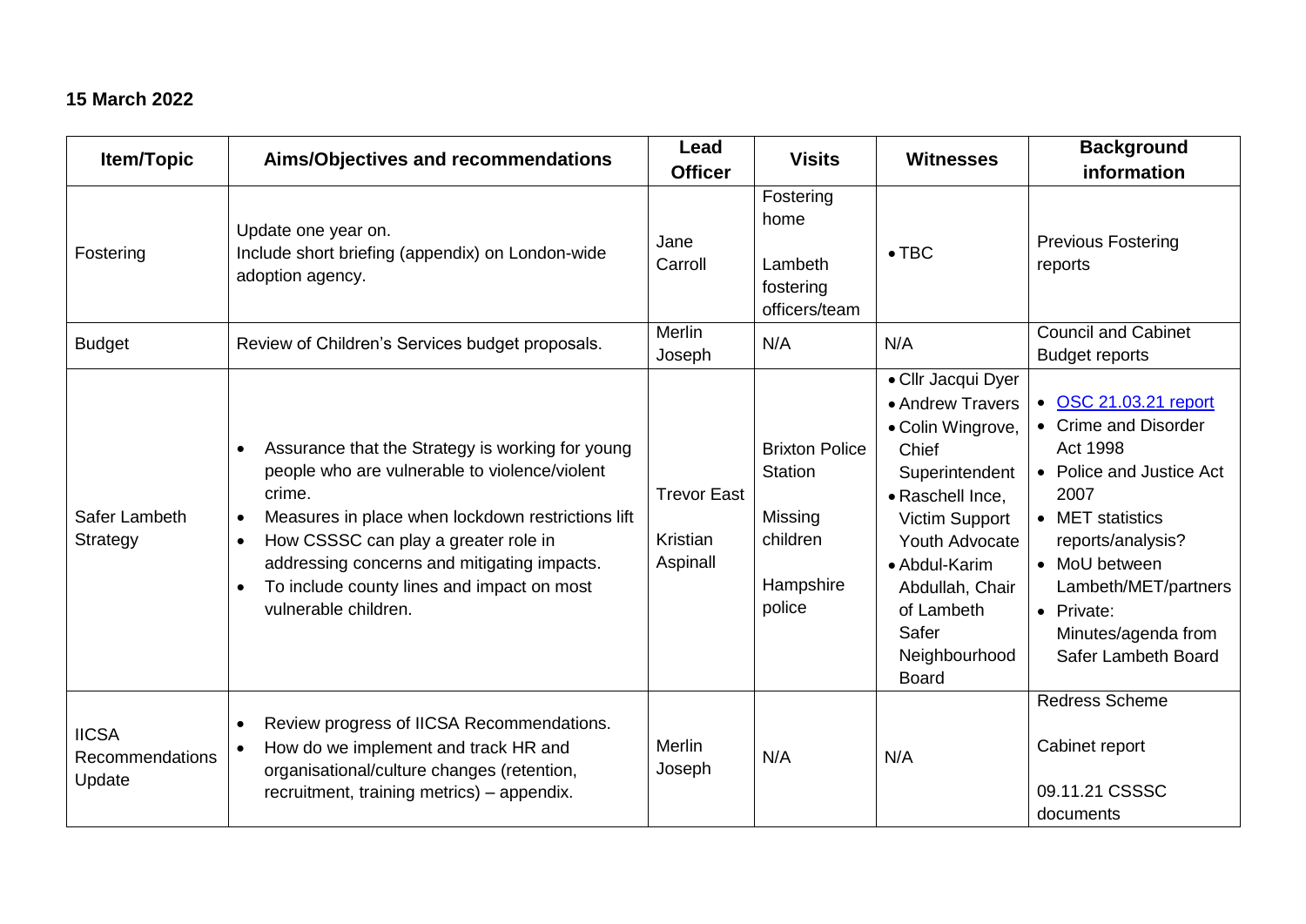**15 March 2022**

| Item/Topic | Aims/Objectives and recommendations | Lead Officer | Visits | Witnesses | Background information |
|---|---|---|---|---|---|
| Fostering | Update one year on.<br>Include short briefing (appendix) on London-wide adoption agency. | Jane Carroll | Fostering home<br><br>Lambeth fostering officers/team | • TBC | Previous Fostering reports |
| Budget | Review of Children's Services budget proposals. | Merlin Joseph | N/A | N/A | Council and Cabinet Budget reports |
| Safer Lambeth Strategy | • Assurance that the Strategy is working for young people who are vulnerable to violence/violent crime.<br>• Measures in place when lockdown restrictions lift<br>• How CSSSC can play a greater role in addressing concerns and mitigating impacts.<br>• To include county lines and impact on most vulnerable children. | Trevor East<br><br>Kristian Aspinall | Brixton Police Station<br><br>Missing children<br><br>Hampshire police | • Cllr Jacqui Dyer<br>• Andrew Travers<br>• Colin Wingrove, Chief Superintendent<br>• Raschell Ince, Victim Support Youth Advocate<br>• Abdul-Karim Abdullah, Chair of Lambeth Safer Neighbourhood Board | • OSC 21.03.21 report<br>• Crime and Disorder Act 1998<br>• Police and Justice Act 2007<br>• MET statistics reports/analysis?<br>• MoU between Lambeth/MET/partners<br>• Private: Minutes/agenda from Safer Lambeth Board |
| IICSA Recommendations Update | • Review progress of IICSA Recommendations.<br>• How do we implement and track HR and organisational/culture changes (retention, recruitment, training metrics) – appendix. | Merlin Joseph | N/A | N/A | Redress Scheme<br><br>Cabinet report<br><br>09.11.21 CSSSC documents |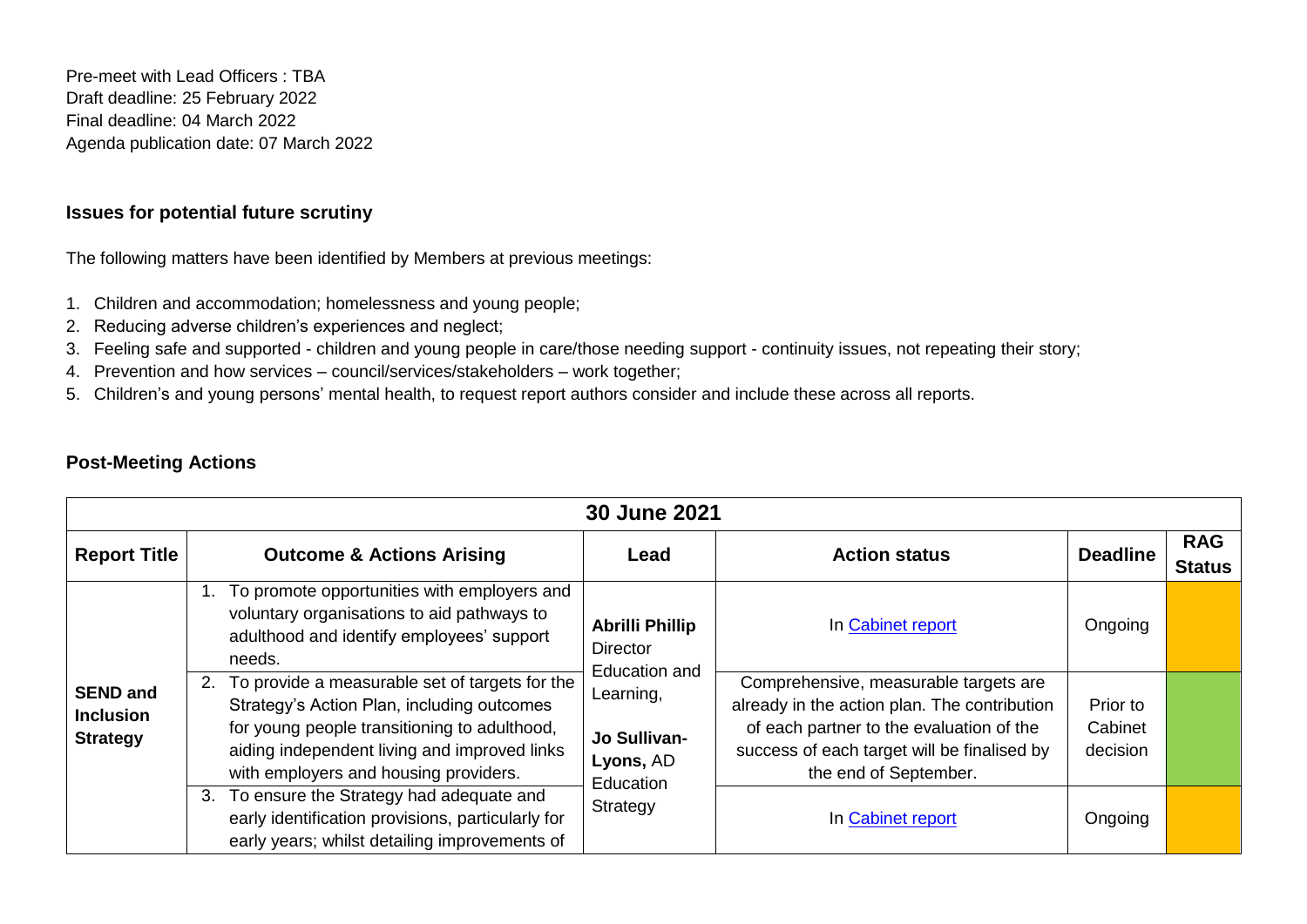Pre-meet with Lead Officers : TBA
Draft deadline: 25 February 2022
Final deadline: 04 March 2022
Agenda publication date: 07 March 2022

### Issues for potential future scrutiny

The following matters have been identified by Members at previous meetings:

1. Children and accommodation; homelessness and young people;
2. Reducing adverse children's experiences and neglect;
3. Feeling safe and supported - children and young people in care/those needing support - continuity issues, not repeating their story;
4. Prevention and how services – council/services/stakeholders – work together;
5. Children's and young persons' mental health, to request report authors consider and include these across all reports.

### Post-Meeting Actions

| 30 June 2021 | | | | | |
|---|---|---|---|---|---|
| **Report Title** | **Outcome & Actions Arising** | **Lead** | **Action status** | **Deadline** | **RAG Status** |
| **SEND and Inclusion Strategy** | 1. To promote opportunities with employers and voluntary organisations to aid pathways to adulthood and identify employees' support needs. | **Abrilli Phillip** Director Education and Learning, **Jo Sullivan-Lyons,** AD Education Strategy | In Cabinet report | Ongoing | |
| | 2. To provide a measurable set of targets for the Strategy's Action Plan, including outcomes for young people transitioning to adulthood, aiding independent living and improved links with employers and housing providers. | | Comprehensive, measurable targets are already in the action plan. The contribution of each partner to the evaluation of the success of each target will be finalised by the end of September. | Prior to Cabinet decision | |
| | 3. To ensure the Strategy had adequate and early identification provisions, particularly for early years; whilst detailing improvements of | | In Cabinet report | Ongoing | |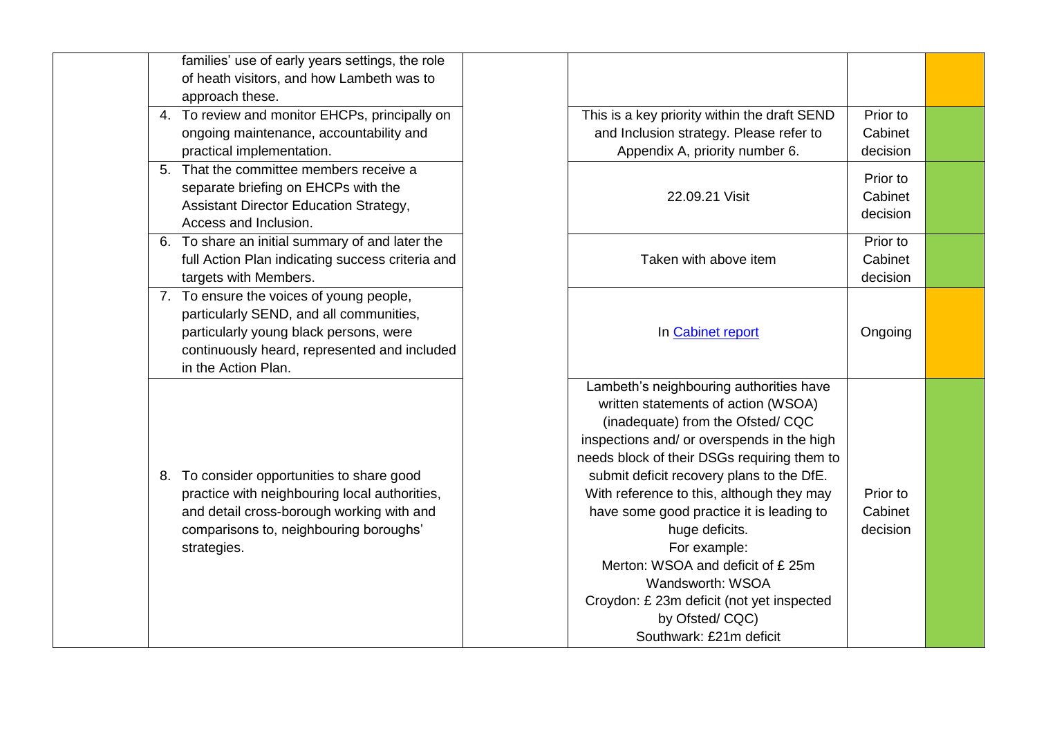| | | | | | |
|---|---|---|---|---|---|
| | families' use of early years settings, the role of heath visitors, and how Lambeth was to approach these. | | | | |
| | 4. To review and monitor EHCPs, principally on ongoing maintenance, accountability and practical implementation. | | This is a key priority within the draft SEND and Inclusion strategy. Please refer to Appendix A, priority number 6. | Prior to Cabinet decision | |
| | 5. That the committee members receive a separate briefing on EHCPs with the Assistant Director Education Strategy, Access and Inclusion. | | 22.09.21 Visit | Prior to Cabinet decision | |
| | 6. To share an initial summary of and later the full Action Plan indicating success criteria and targets with Members. | | Taken with above item | Prior to Cabinet decision | |
| | 7. To ensure the voices of young people, particularly SEND, and all communities, particularly young black persons, were continuously heard, represented and included in the Action Plan. | | In Cabinet report | Ongoing | |
| | 8. To consider opportunities to share good practice with neighbouring local authorities, and detail cross-borough working with and comparisons to, neighbouring boroughs' strategies. | | Lambeth's neighbouring authorities have written statements of action (WSOA) (inadequate) from the Ofsted/ CQC inspections and/ or overspends in the high needs block of their DSGs requiring them to submit deficit recovery plans to the DfE. With reference to this, although they may have some good practice it is leading to huge deficits. For example: Merton: WSOA and deficit of £ 25m Wandsworth: WSOA Croydon: £ 23m deficit (not yet inspected by Ofsted/ CQC) Southwark: £21m deficit | Prior to Cabinet decision | |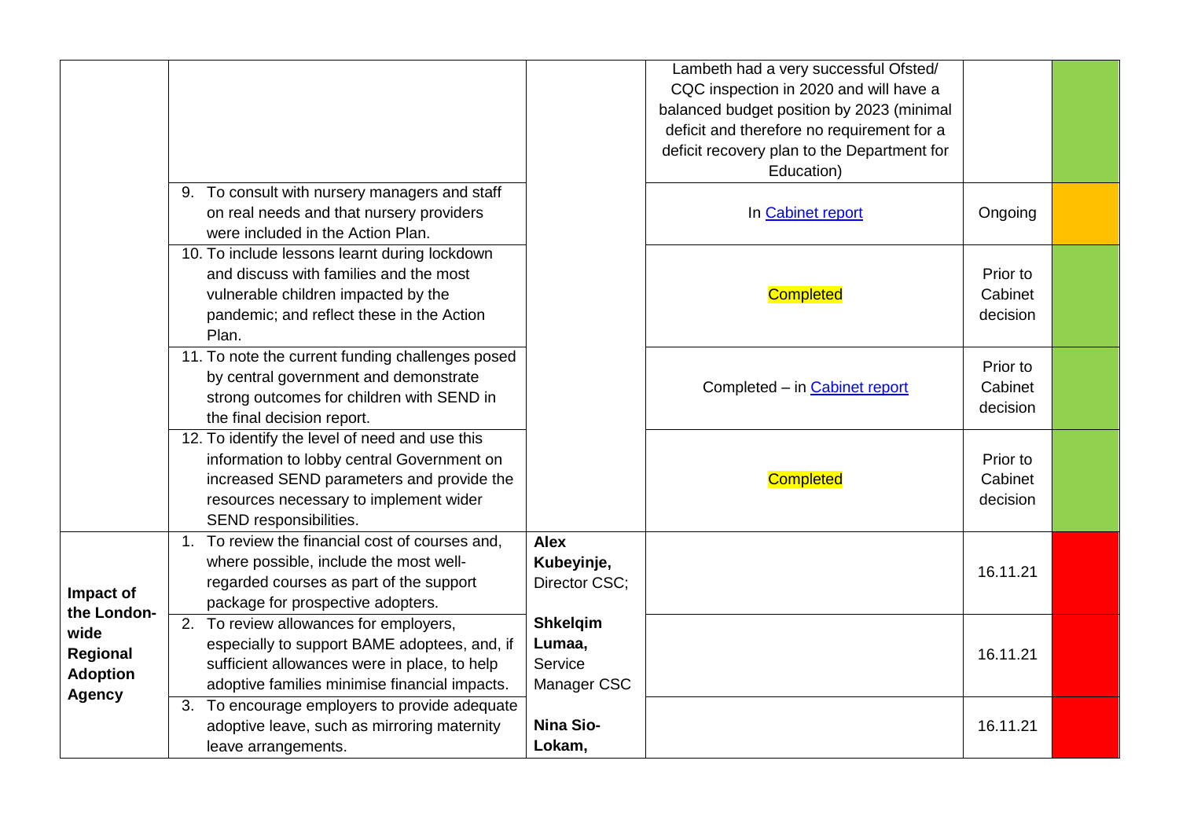| | | | | | |
|---|---|---|---|---|---|
| | | | Lambeth had a very successful Ofsted/ CQC inspection in 2020 and will have a balanced budget position by 2023 (minimal deficit and therefore no requirement for a deficit recovery plan to the Department for Education) | | |
| | 9. To consult with nursery managers and staff on real needs and that nursery providers were included in the Action Plan. | | In Cabinet report | Ongoing | |
| | 10. To include lessons learnt during lockdown and discuss with families and the most vulnerable children impacted by the pandemic; and reflect these in the Action Plan. | | Completed | Prior to Cabinet decision | |
| | 11. To note the current funding challenges posed by central government and demonstrate strong outcomes for children with SEND in the final decision report. | | Completed – in Cabinet report | Prior to Cabinet decision | |
| | 12. To identify the level of need and use this information to lobby central Government on increased SEND parameters and provide the resources necessary to implement wider SEND responsibilities. | | Completed | Prior to Cabinet decision | |
| **Impact of the London-wide Regional Adoption Agency** | 1. To review the financial cost of courses and, where possible, include the most well-regarded courses as part of the support package for prospective adopters. | **Alex Kubeyinje,** Director CSC; | | 16.11.21 | |
| | 2. To review allowances for employers, especially to support BAME adoptees, and, if sufficient allowances were in place, to help adoptive families minimise financial impacts. | **Shkelqim Lumaa,** Service Manager CSC | | 16.11.21 | |
| | 3. To encourage employers to provide adequate adoptive leave, such as mirroring maternity leave arrangements. | **Nina Sio-Lokam,** | | 16.11.21 | |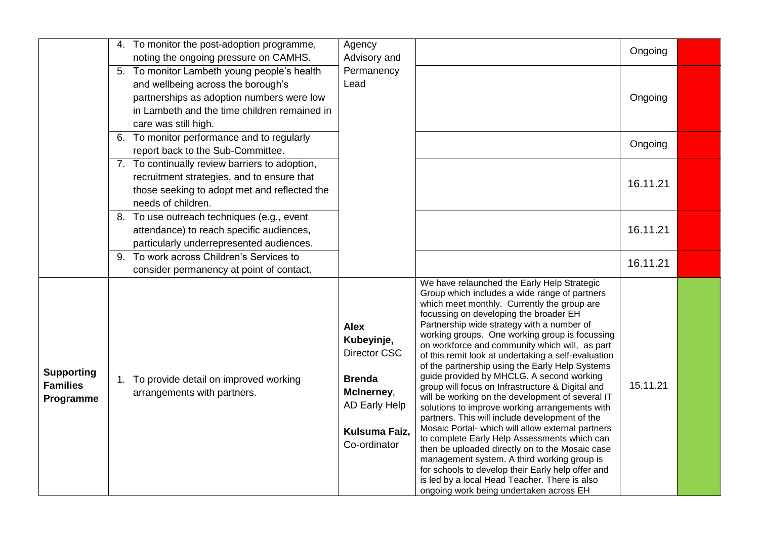| | | | | | |
|---|---|---|---|---|---|
| | 4. To monitor the post-adoption programme, noting the ongoing pressure on CAMHS. | Agency Advisory and Permanency Lead | | Ongoing | |
| | 5. To monitor Lambeth young people's health and wellbeing across the borough's partnerships as adoption numbers were low in Lambeth and the time children remained in care was still high. | | | Ongoing | |
| | 6. To monitor performance and to regularly report back to the Sub-Committee. | | | Ongoing | |
| | 7. To continually review barriers to adoption, recruitment strategies, and to ensure that those seeking to adopt met and reflected the needs of children. | | | 16.11.21 | |
| | 8. To use outreach techniques (e.g., event attendance) to reach specific audiences, particularly underrepresented audiences. | | | 16.11.21 | |
| | 9. To work across Children's Services to consider permanency at point of contact. | | | 16.11.21 | |
| **Supporting Families Programme** | 1. To provide detail on improved working arrangements with partners. | **Alex Kubeyinje**, Director CSC<br><br>**Brenda McInerney**, AD Early Help<br><br>**Kulsuma Faiz**, Co-ordinator | We have relaunched the Early Help Strategic Group which includes a wide range of partners which meet monthly. Currently the group are focussing on developing the broader EH Partnership wide strategy with a number of working groups. One working group is focussing on workforce and community which will, as part of this remit look at undertaking a self-evaluation of the partnership using the Early Help Systems guide provided by MHCLG. A second working group will focus on Infrastructure & Digital and will be working on the development of several IT solutions to improve working arrangements with partners. This will include development of the Mosaic Portal- which will allow external partners to complete Early Help Assessments which can then be uploaded directly on to the Mosaic case management system. A third working group is for schools to develop their Early help offer and is led by a local Head Teacher. There is also ongoing work being undertaken across EH | 15.11.21 | |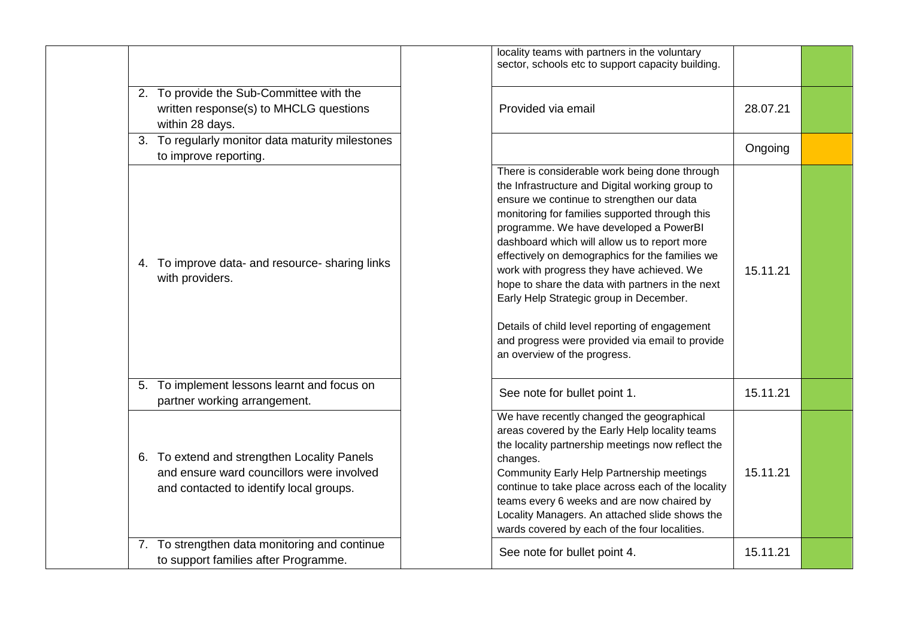| | | | | | |
|---|---|---|---|---|---|
| | | | locality teams with partners in the voluntary sector, schools etc to support capacity building. | | |
| | 2. To provide the Sub-Committee with the written response(s) to MHCLG questions within 28 days. | | Provided via email | 28.07.21 | |
| | 3. To regularly monitor data maturity milestones to improve reporting. | | | Ongoing | |
| | 4. To improve data- and resource- sharing links with providers. | | There is considerable work being done through the Infrastructure and Digital working group to ensure we continue to strengthen our data monitoring for families supported through this programme. We have developed a PowerBI dashboard which will allow us to report more effectively on demographics for the families we work with progress they have achieved. We hope to share the data with partners in the next Early Help Strategic group in December.<br><br>Details of child level reporting of engagement and progress were provided via email to provide an overview of the progress. | 15.11.21 | |
| | 5. To implement lessons learnt and focus on partner working arrangement. | | See note for bullet point 1. | 15.11.21 | |
| | 6. To extend and strengthen Locality Panels and ensure ward councillors were involved and contacted to identify local groups. | | We have recently changed the geographical areas covered by the Early Help locality teams the locality partnership meetings now reflect the changes.<br>Community Early Help Partnership meetings continue to take place across each of the locality teams every 6 weeks and are now chaired by Locality Managers. An attached slide shows the wards covered by each of the four localities. | 15.11.21 | |
| | 7. To strengthen data monitoring and continue to support families after Programme. | | See note for bullet point 4. | 15.11.21 | |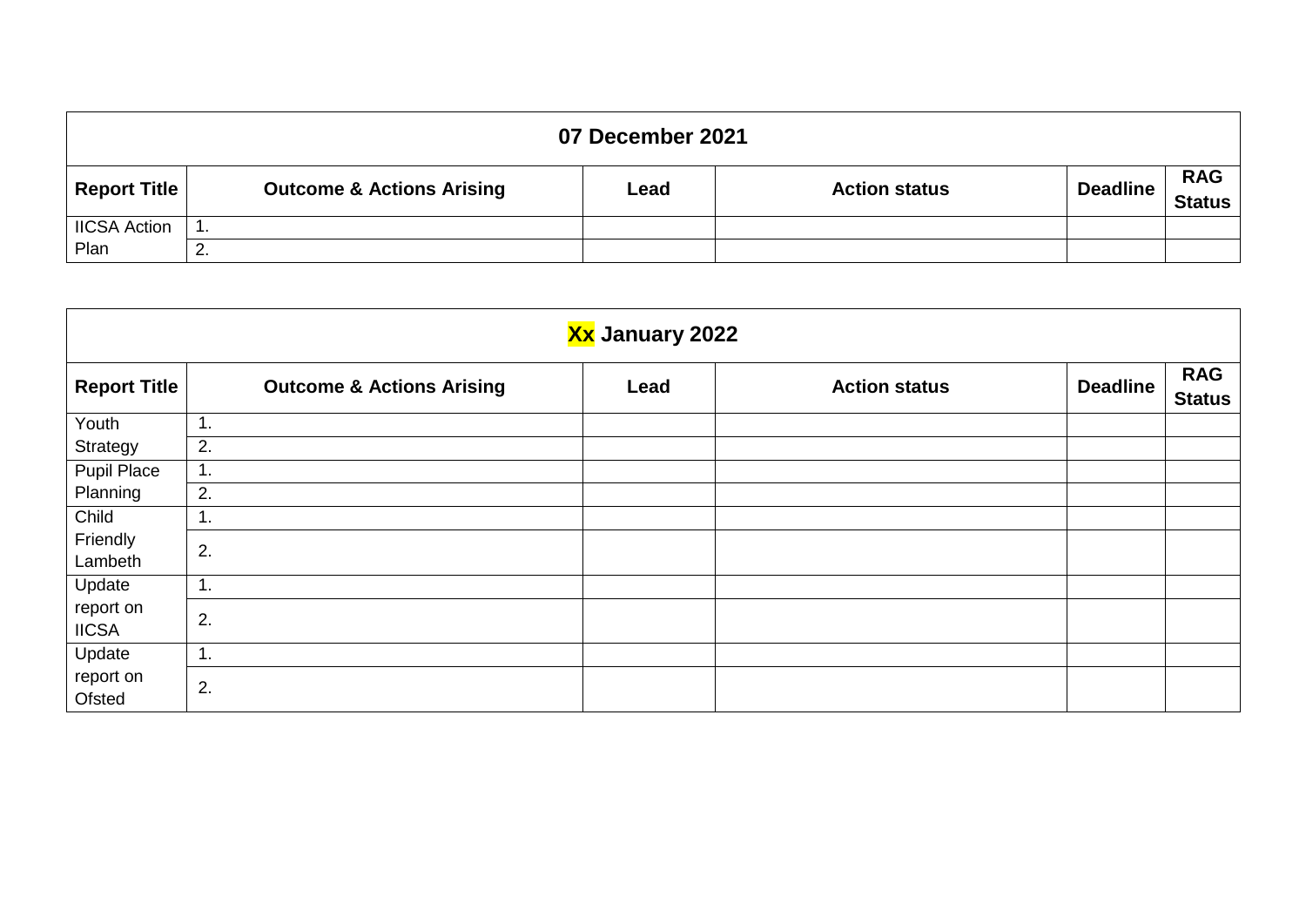| 07 December 2021 | | | | | |
|---|---|---|---|---|---|
| **Report Title** | **Outcome & Actions Arising** | **Lead** | **Action status** | **Deadline** | **RAG Status** |
| IICSA Action Plan | 1. | | | | |
| | 2. | | | | |

| Xx January 2022 | | | | | |
|---|---|---|---|---|---|
| **Report Title** | **Outcome & Actions Arising** | **Lead** | **Action status** | **Deadline** | **RAG Status** |
| Youth Strategy | 1. | | | | |
| | 2. | | | | |
| Pupil Place Planning | 1. | | | | |
| | 2. | | | | |
| Child Friendly Lambeth | 1. | | | | |
| | 2. | | | | |
| Update report on IICSA | 1. | | | | |
| | 2. | | | | |
| Update report on Ofsted | 1. | | | | |
| | 2. | | | | |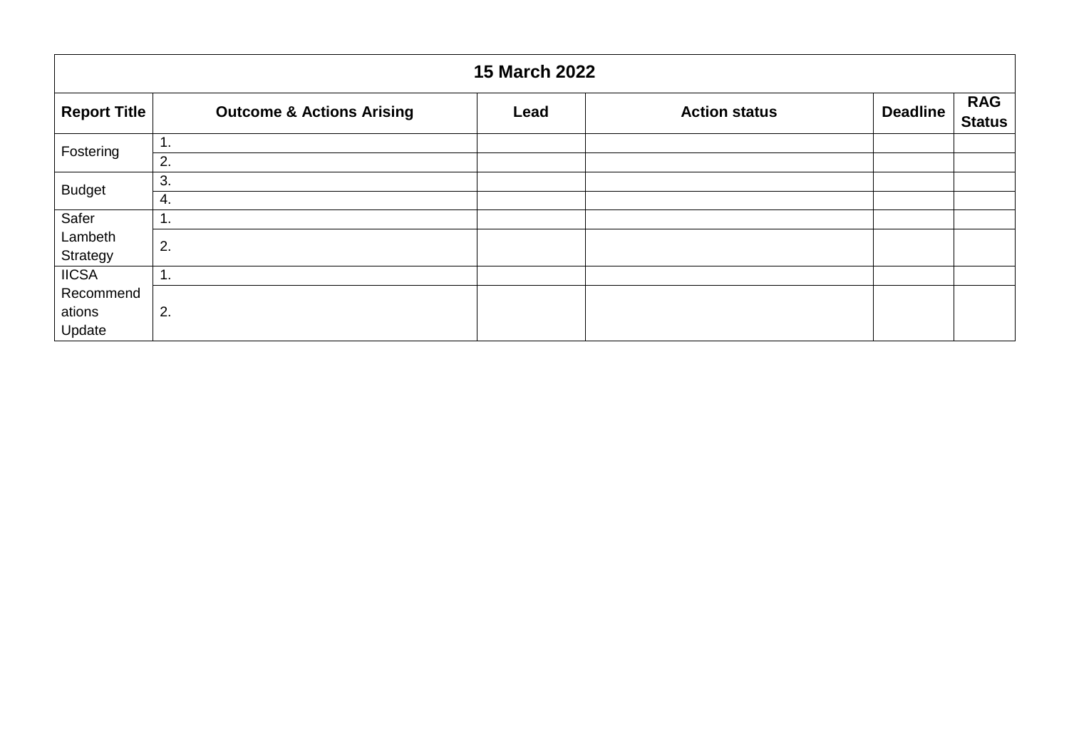| 15 March 2022 | | | | | |
|---|---|---|---|---|---|
| **Report Title** | **Outcome & Actions Arising** | **Lead** | **Action status** | **Deadline** | **RAG Status** |
| Fostering | 1. | | | | |
| | 2. | | | | |
| Budget | 3. | | | | |
| | 4. | | | | |
| Safer Lambeth Strategy | 1. | | | | |
| | 2. | | | | |
| IICSA Recommendations Update | 1. | | | | |
| | 2. | | | | |